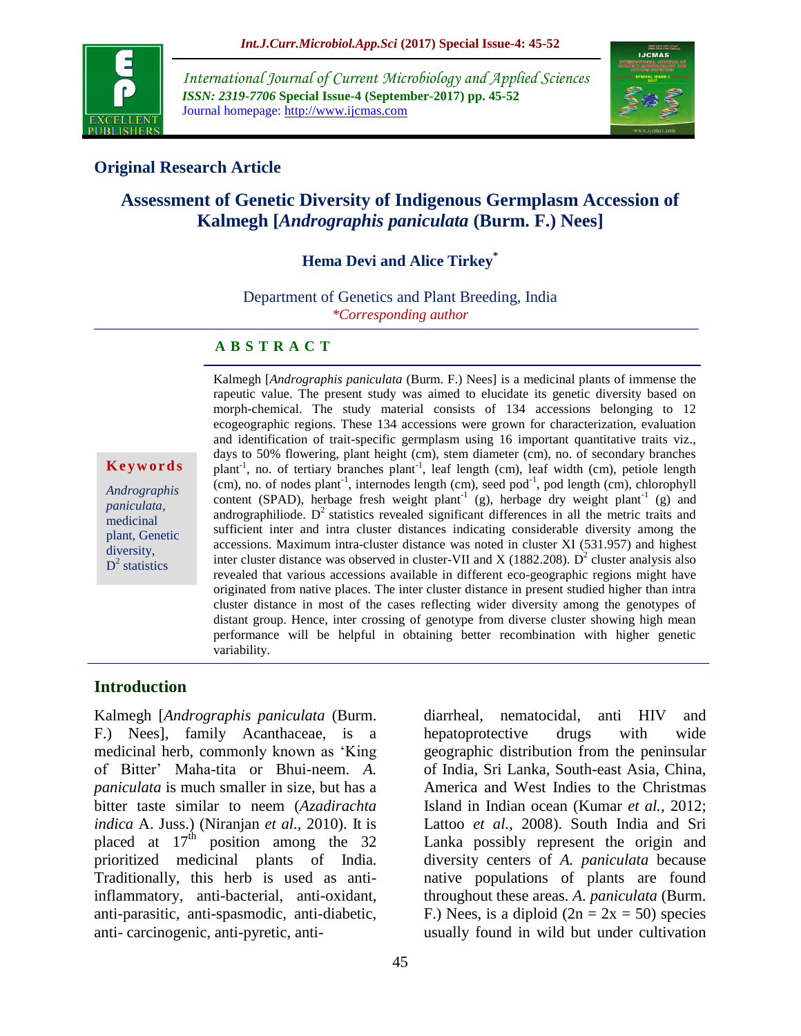## Original Research Article

# Assessment of Genetic Diversity of Indigenous Germplasm Accession of Kalmegh [*Andrographis paniculata* (Burm. F.) Nees]

**Hema Devi and Alice Tirkey***

Department of Genetics and Plant Breeding, India

*\*Corresponding author*

### A B S T R A C T

**Keywords**

*Andrographis paniculata*, medicinal plant, Genetic diversity, $D^2$ statistics

Kalmegh [*Andrographis paniculata* (Burm. F.) Nees] is a medicinal plants of immense the rapeutic value. The present study was aimed to elucidate its genetic diversity based on morph-chemical. The study material consists of 134 accessions belonging to 12 ecogeographic regions. These 134 accessions were grown for characterization, evaluation and identification of trait-specific germplasm using 16 important quantitative traits viz., days to 50% flowering, plant height (cm), stem diameter (cm), no. of secondary branches plant$^{-1}$, no. of tertiary branches plant$^{-1}$, leaf length (cm), leaf width (cm), petiole length (cm), no. of nodes plant$^{-1}$, internodes length (cm), seed pod$^{-1}$, pod length (cm), chlorophyll content (SPAD), herbage fresh weight plant$^{-1}$ (g), herbage dry weight plant$^{-1}$ (g) and andrographiliode. $D^2$ statistics revealed significant differences in all the metric traits and sufficient inter and intra cluster distances indicating considerable diversity among the accessions. Maximum intra-cluster distance was noted in cluster XI (531.957) and highest inter cluster distance was observed in cluster-VII and X (1882.208). $D^2$ cluster analysis also revealed that various accessions available in different eco-geographic regions might have originated from native places. The inter cluster distance in present studied higher than intra cluster distance in most of the cases reflecting wider diversity among the genotypes of distant group. Hence, inter crossing of genotype from diverse cluster showing high mean performance will be helpful in obtaining better recombination with higher genetic variability.

## Introduction

Kalmegh [*Andrographis paniculata* (Burm. F.) Nees], family Acanthaceae, is a medicinal herb, commonly known as 'King of Bitter' Maha-tita or Bhui-neem. *A. paniculata* is much smaller in size, but has a bitter taste similar to neem (*Azadirachta indica* A. Juss.) (Niranjan *et al.,* 2010). It is placed at 17$^{th}$ position among the 32 prioritized medicinal plants of India. Traditionally, this herb is used as anti-inflammatory, anti-bacterial, anti-oxidant, anti-parasitic, anti-spasmodic, anti-diabetic, anti- carcinogenic, anti-pyretic, anti-diarrheal, nematocidal, anti HIV and hepatoprotective drugs with wide geographic distribution from the peninsular of India, Sri Lanka, South-east Asia, China, America and West Indies to the Christmas Island in Indian ocean (Kumar *et al.,* 2012; Lattoo *et al.,* 2008). South India and Sri Lanka possibly represent the origin and diversity centers of *A. paniculata* because native populations of plants are found throughout these areas. *A. paniculata* (Burm. F.) Nees, is a diploid (2n = 2x = 50) species usually found in wild but under cultivation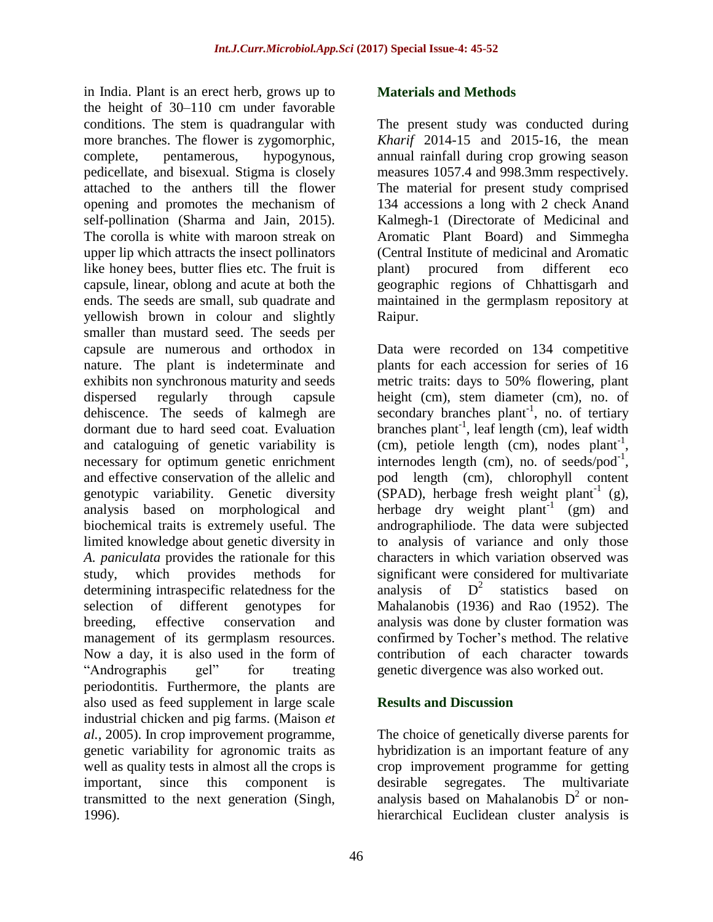in India. Plant is an erect herb, grows up to the height of 30–110 cm under favorable conditions. The stem is quadrangular with more branches. The flower is zygomorphic, complete, pentamerous, hypogynous, pedicellate, and bisexual. Stigma is closely attached to the anthers till the flower opening and promotes the mechanism of self-pollination (Sharma and Jain, 2015). The corolla is white with maroon streak on upper lip which attracts the insect pollinators like honey bees, butter flies etc. The fruit is capsule, linear, oblong and acute at both the ends. The seeds are small, sub quadrate and yellowish brown in colour and slightly smaller than mustard seed. The seeds per capsule are numerous and orthodox in nature. The plant is indeterminate and exhibits non synchronous maturity and seeds dispersed regularly through capsule dehiscence. The seeds of kalmegh are dormant due to hard seed coat. Evaluation and cataloguing of genetic variability is necessary for optimum genetic enrichment and effective conservation of the allelic and genotypic variability. Genetic diversity analysis based on morphological and biochemical traits is extremely useful. The limited knowledge about genetic diversity in *A. paniculata* provides the rationale for this study, which provides methods for determining intraspecific relatedness for the selection of different genotypes for breeding, effective conservation and management of its germplasm resources. Now a day, it is also used in the form of "Andrographis gel" for treating periodontitis. Furthermore, the plants are also used as feed supplement in large scale industrial chicken and pig farms. (Maison *et al.,* 2005). In crop improvement programme, genetic variability for agronomic traits as well as quality tests in almost all the crops is important, since this component is transmitted to the next generation (Singh, 1996).

## Materials and Methods

The present study was conducted during *Kharif* 2014-15 and 2015-16, the mean annual rainfall during crop growing season measures 1057.4 and 998.3mm respectively. The material for present study comprised 134 accessions a long with 2 check Anand Kalmegh-1 (Directorate of Medicinal and Aromatic Plant Board) and Simmegha (Central Institute of medicinal and Aromatic plant) procured from different eco geographic regions of Chhattisgarh and maintained in the germplasm repository at Raipur.

Data were recorded on 134 competitive plants for each accession for series of 16 metric traits: days to 50% flowering, plant height (cm), stem diameter (cm), no. of secondary branches plant$^{-1}$, no. of tertiary branches plant$^{-1}$, leaf length (cm), leaf width (cm), petiole length (cm), nodes plant$^{-1}$, internodes length (cm), no. of seeds/pod$^{-1}$, pod length (cm), chlorophyll content (SPAD), herbage fresh weight plant$^{-1}$ (g), herbage dry weight plant$^{-1}$ (gm) and andrographiliode. The data were subjected to analysis of variance and only those characters in which variation observed was significant were considered for multivariate analysis of $D^2$ statistics based on Mahalanobis (1936) and Rao (1952). The analysis was done by cluster formation was confirmed by Tocher's method. The relative contribution of each character towards genetic divergence was also worked out.

## Results and Discussion

The choice of genetically diverse parents for hybridization is an important feature of any crop improvement programme for getting desirable segregates. The multivariate analysis based on Mahalanobis $D^2$ or non-hierarchical Euclidean cluster analysis is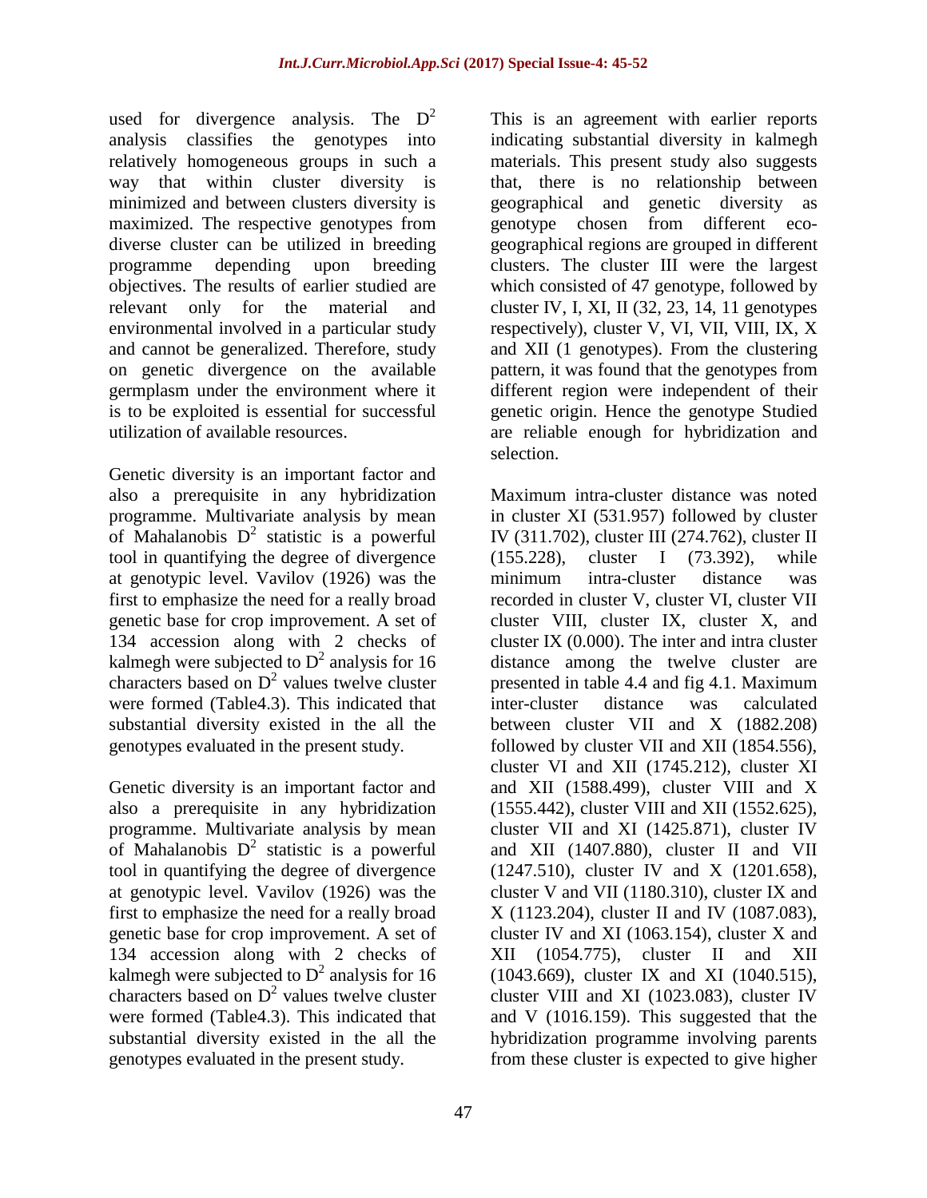used for divergence analysis. The $D^2$ analysis classifies the genotypes into relatively homogeneous groups in such a way that within cluster diversity is minimized and between clusters diversity is maximized. The respective genotypes from diverse cluster can be utilized in breeding programme depending upon breeding objectives. The results of earlier studied are relevant only for the material and environmental involved in a particular study and cannot be generalized. Therefore, study on genetic divergence on the available germplasm under the environment where it is to be exploited is essential for successful utilization of available resources.

Genetic diversity is an important factor and also a prerequisite in any hybridization programme. Multivariate analysis by mean of Mahalanobis $D^2$ statistic is a powerful tool in quantifying the degree of divergence at genotypic level. Vavilov (1926) was the first to emphasize the need for a really broad genetic base for crop improvement. A set of 134 accession along with 2 checks of kalmegh were subjected to $D^2$ analysis for 16 characters based on $D^2$ values twelve cluster were formed (Table4.3). This indicated that substantial diversity existed in the all the genotypes evaluated in the present study.

Genetic diversity is an important factor and also a prerequisite in any hybridization programme. Multivariate analysis by mean of Mahalanobis $D^2$ statistic is a powerful tool in quantifying the degree of divergence at genotypic level. Vavilov (1926) was the first to emphasize the need for a really broad genetic base for crop improvement. A set of 134 accession along with 2 checks of kalmegh were subjected to $D^2$ analysis for 16 characters based on $D^2$ values twelve cluster were formed (Table4.3). This indicated that substantial diversity existed in the all the genotypes evaluated in the present study.

This is an agreement with earlier reports indicating substantial diversity in kalmegh materials. This present study also suggests that, there is no relationship between geographical and genetic diversity as genotype chosen from different eco-geographical regions are grouped in different clusters. The cluster III were the largest which consisted of 47 genotype, followed by cluster IV, I, XI, II (32, 23, 14, 11 genotypes respectively), cluster V, VI, VII, VIII, IX, X and XII (1 genotypes). From the clustering pattern, it was found that the genotypes from different region were independent of their genetic origin. Hence the genotype Studied are reliable enough for hybridization and selection.

Maximum intra-cluster distance was noted in cluster XI (531.957) followed by cluster IV (311.702), cluster III (274.762), cluster II (155.228), cluster I (73.392), while minimum intra-cluster distance was recorded in cluster V, cluster VI, cluster VII cluster VIII, cluster IX, cluster X, and cluster IX (0.000). The inter and intra cluster distance among the twelve cluster are presented in table 4.4 and fig 4.1. Maximum inter-cluster distance was calculated between cluster VII and X (1882.208) followed by cluster VII and XII (1854.556), cluster VI and XII (1745.212), cluster XI and XII (1588.499), cluster VIII and X (1555.442), cluster VIII and XII (1552.625), cluster VII and XI (1425.871), cluster IV and XII (1407.880), cluster II and VII (1247.510), cluster IV and X (1201.658), cluster V and VII (1180.310), cluster IX and X (1123.204), cluster II and IV (1087.083), cluster IV and XI (1063.154), cluster X and XII (1054.775), cluster II and XII (1043.669), cluster IX and XI (1040.515), cluster VIII and XI (1023.083), cluster IV and V (1016.159). This suggested that the hybridization programme involving parents from these cluster is expected to give higher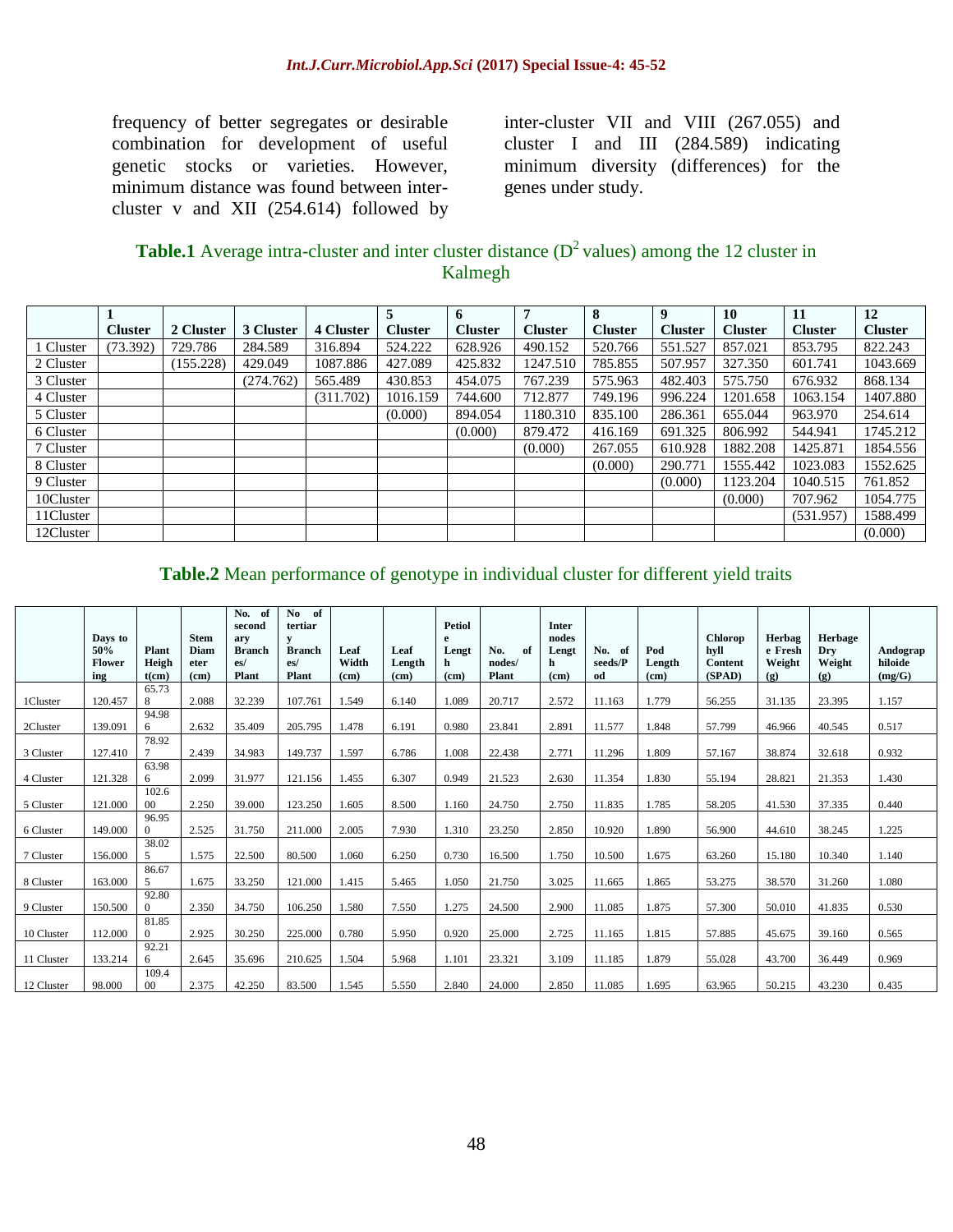frequency of better segregates or desirable combination for development of useful genetic stocks or varieties. However, minimum distance was found between inter-cluster v and XII (254.614) followed by inter-cluster VII and VIII (267.055) and cluster I and III (284.589) indicating minimum diversity (differences) for the genes under study.

**Table.1** Average intra-cluster and inter cluster distance ($D^2$ values) among the 12 cluster in Kalmegh

| | 1 Cluster | 2 Cluster | 3 Cluster | 4 Cluster | 5 Cluster | 6 Cluster | 7 Cluster | 8 Cluster | 9 Cluster | 10 Cluster | 11 Cluster | 12 Cluster |
|---|---|---|---|---|---|---|---|---|---|---|---|---|
| 1 Cluster | (73.392) | 729.786 | 284.589 | 316.894 | 524.222 | 628.926 | 490.152 | 520.766 | 551.527 | 857.021 | 853.795 | 822.243 |
| 2 Cluster | | (155.228) | 429.049 | 1087.886 | 427.089 | 425.832 | 1247.510 | 785.855 | 507.957 | 327.350 | 601.741 | 1043.669 |
| 3 Cluster | | | (274.762) | 565.489 | 430.853 | 454.075 | 767.239 | 575.963 | 482.403 | 575.750 | 676.932 | 868.134 |
| 4 Cluster | | | | (311.702) | 1016.159 | 744.600 | 712.877 | 749.196 | 996.224 | 1201.658 | 1063.154 | 1407.880 |
| 5 Cluster | | | | | (0.000) | 894.054 | 1180.310 | 835.100 | 286.361 | 655.044 | 963.970 | 254.614 |
| 6 Cluster | | | | | | (0.000) | 879.472 | 416.169 | 691.325 | 806.992 | 544.941 | 1745.212 |
| 7 Cluster | | | | | | | (0.000) | 267.055 | 610.928 | 1882.208 | 1425.871 | 1854.556 |
| 8 Cluster | | | | | | | | (0.000) | 290.771 | 1555.442 | 1023.083 | 1552.625 |
| 9 Cluster | | | | | | | | | (0.000) | 1123.204 | 1040.515 | 761.852 |
| 10Cluster | | | | | | | | | | (0.000) | 707.962 | 1054.775 |
| 11Cluster | | | | | | | | | | | (531.957) | 1588.499 |
| 12Cluster | | | | | | | | | | | | (0.000) |

**Table.2** Mean performance of genotype in individual cluster for different yield traits

| | Days to 50% Flowering | Plant Height(cm) | Stem Diameter (cm) | No. of secondary Branches/ Plant | No of tertiary Branches/ Plant | Leaf Width (cm) | Leaf Length (cm) | Petiole Length (cm) | No. of nodes/ Plant | Inter nodes Length (cm) | No. of seeds/Pod | Pod Length (cm) | Chlorophyll Content (SPAD) | Herbage Fresh Weight (g) | Herbage Dry Weight (g) | Andographiloide (mg/G) |
|---|---|---|---|---|---|---|---|---|---|---|---|---|---|---|---|---|
| 1Cluster | 120.457 | 65.738 | 2.088 | 32.239 | 107.761 | 1.549 | 6.140 | 1.089 | 20.717 | 2.572 | 11.163 | 1.779 | 56.255 | 31.135 | 23.395 | 1.157 |
| 2Cluster | 139.091 | 94.986 | 2.632 | 35.409 | 205.795 | 1.478 | 6.191 | 0.980 | 23.841 | 2.891 | 11.577 | 1.848 | 57.799 | 46.966 | 40.545 | 0.517 |
| 3 Cluster | 127.410 | 78.927 | 2.439 | 34.983 | 149.737 | 1.597 | 6.786 | 1.008 | 22.438 | 2.771 | 11.296 | 1.809 | 57.167 | 38.874 | 32.618 | 0.932 |
| 4 Cluster | 121.328 | 63.986 | 2.099 | 31.977 | 121.156 | 1.455 | 6.307 | 0.949 | 21.523 | 2.630 | 11.354 | 1.830 | 55.194 | 28.821 | 21.353 | 1.430 |
| 5 Cluster | 121.000 | 102.600 | 2.250 | 39.000 | 123.250 | 1.605 | 8.500 | 1.160 | 24.750 | 2.750 | 11.835 | 1.785 | 58.205 | 41.530 | 37.335 | 0.440 |
| 6 Cluster | 149.000 | 96.950 | 2.525 | 31.750 | 211.000 | 2.005 | 7.930 | 1.310 | 23.250 | 2.850 | 10.920 | 1.890 | 56.900 | 44.610 | 38.245 | 1.225 |
| 7 Cluster | 156.000 | 38.025 | 1.575 | 22.500 | 80.500 | 1.060 | 6.250 | 0.730 | 16.500 | 1.750 | 10.500 | 1.675 | 63.260 | 15.180 | 10.340 | 1.140 |
| 8 Cluster | 163.000 | 86.675 | 1.675 | 33.250 | 121.000 | 1.415 | 5.465 | 1.050 | 21.750 | 3.025 | 11.665 | 1.865 | 53.275 | 38.570 | 31.260 | 1.080 |
| 9 Cluster | 150.500 | 92.800 | 2.350 | 34.750 | 106.250 | 1.580 | 7.550 | 1.275 | 24.500 | 2.900 | 11.085 | 1.875 | 57.300 | 50.010 | 41.835 | 0.530 |
| 10 Cluster | 112.000 | 81.850 | 2.925 | 30.250 | 225.000 | 0.780 | 5.950 | 0.920 | 25.000 | 2.725 | 11.165 | 1.815 | 57.885 | 45.675 | 39.160 | 0.565 |
| 11 Cluster | 133.214 | 92.216 | 2.645 | 35.696 | 210.625 | 1.504 | 5.968 | 1.101 | 23.321 | 3.109 | 11.185 | 1.879 | 55.028 | 43.700 | 36.449 | 0.969 |
| 12 Cluster | 98.000 | 109.400 | 2.375 | 42.250 | 83.500 | 1.545 | 5.550 | 2.840 | 24.000 | 2.850 | 11.085 | 1.695 | 63.965 | 50.215 | 43.230 | 0.435 |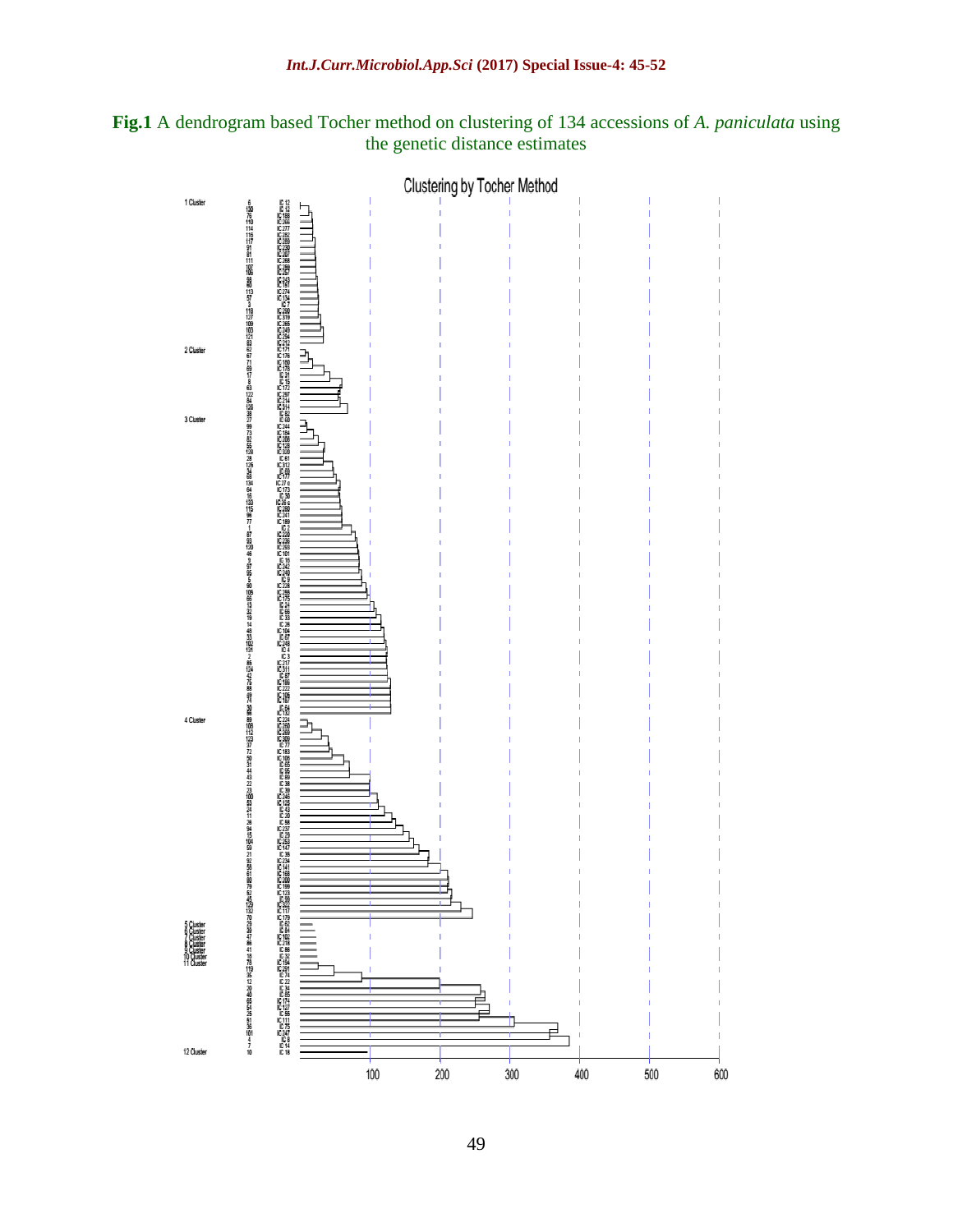**Fig.1** A dendrogram based Tocher method on clustering of 134 accessions of *A. paniculata* using the genetic distance estimates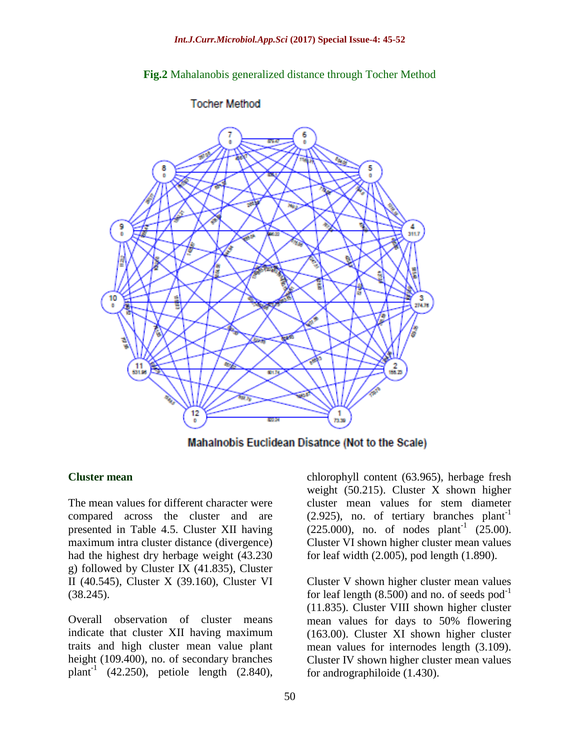**Fig.2** Mahalanobis generalized distance through Tocher Method

### Cluster mean

The mean values for different character were compared across the cluster and are presented in Table 4.5. Cluster XII having maximum intra cluster distance (divergence) had the highest dry herbage weight (43.230 g) followed by Cluster IX (41.835), Cluster II (40.545), Cluster X (39.160), Cluster VI (38.245).

Overall observation of cluster means indicate that cluster XII having maximum traits and high cluster mean value plant height (109.400), no. of secondary branches plant$^{-1}$ (42.250), petiole length (2.840), chlorophyll content (63.965), herbage fresh weight (50.215). Cluster X shown higher cluster mean values for stem diameter (2.925), no. of tertiary branches plant$^{-1}$ (225.000), no. of nodes plant$^{-1}$ (25.00). Cluster VI shown higher cluster mean values for leaf width (2.005), pod length (1.890).

Cluster V shown higher cluster mean values for leaf length (8.500) and no. of seeds pod$^{-1}$ (11.835). Cluster VIII shown higher cluster mean values for days to 50% flowering (163.00). Cluster XI shown higher cluster mean values for internodes length (3.109). Cluster IV shown higher cluster mean values for andrographiloide (1.430).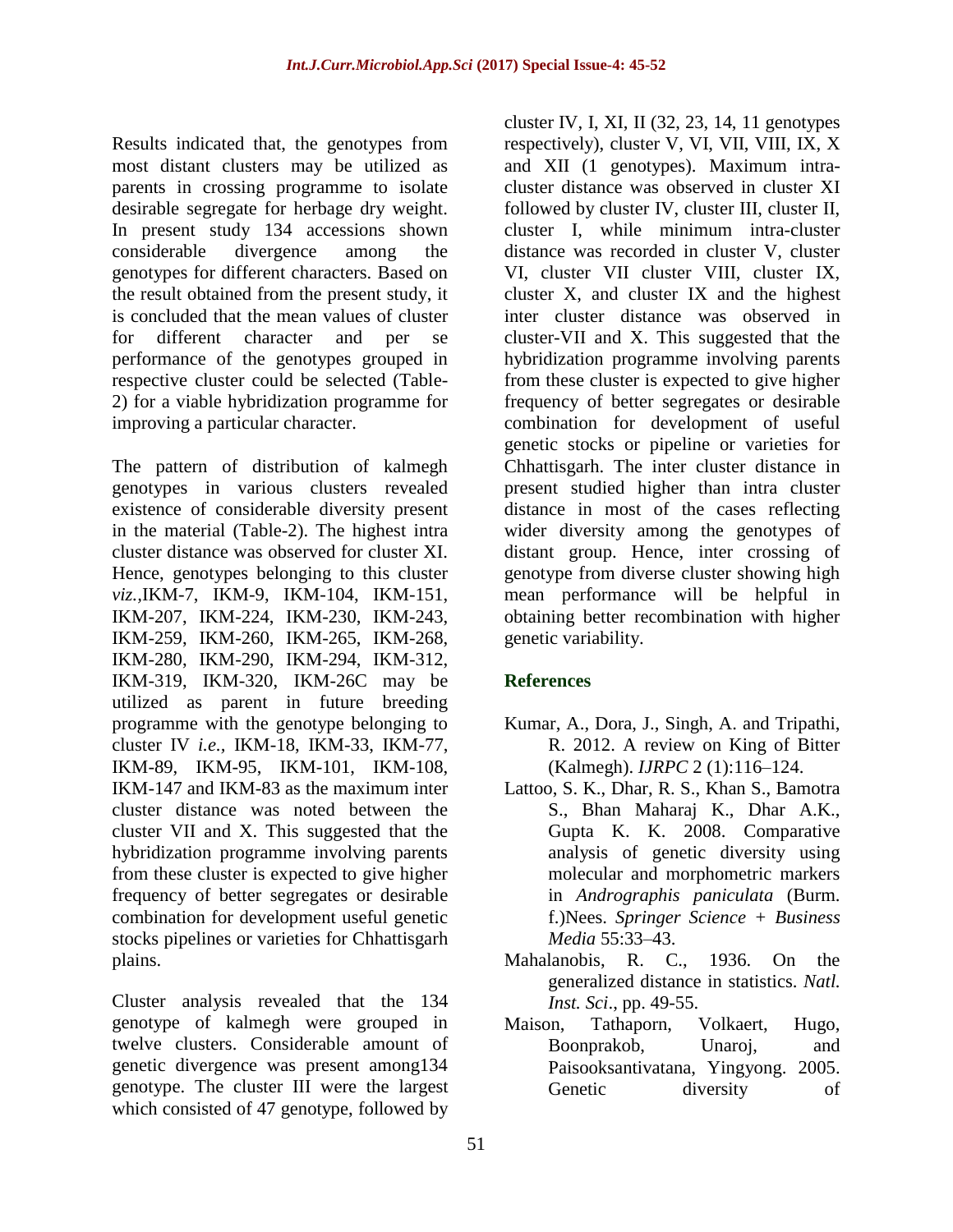Results indicated that, the genotypes from most distant clusters may be utilized as parents in crossing programme to isolate desirable segregate for herbage dry weight. In present study 134 accessions shown considerable divergence among the genotypes for different characters. Based on the result obtained from the present study, it is concluded that the mean values of cluster for different character and per se performance of the genotypes grouped in respective cluster could be selected (Table-2) for a viable hybridization programme for improving a particular character.

The pattern of distribution of kalmegh genotypes in various clusters revealed existence of considerable diversity present in the material (Table-2). The highest intra cluster distance was observed for cluster XI. Hence, genotypes belonging to this cluster *viz.*,IKM-7, IKM-9, IKM-104, IKM-151, IKM-207, IKM-224, IKM-230, IKM-243, IKM-259, IKM-260, IKM-265, IKM-268, IKM-280, IKM-290, IKM-294, IKM-312, IKM-319, IKM-320, IKM-26C may be utilized as parent in future breeding programme with the genotype belonging to cluster IV *i.e.*, IKM-18, IKM-33, IKM-77, IKM-89, IKM-95, IKM-101, IKM-108, IKM-147 and IKM-83 as the maximum inter cluster distance was noted between the cluster VII and X. This suggested that the hybridization programme involving parents from these cluster is expected to give higher frequency of better segregates or desirable combination for development useful genetic stocks pipelines or varieties for Chhattisgarh plains.

Cluster analysis revealed that the 134 genotype of kalmegh were grouped in twelve clusters. Considerable amount of genetic divergence was present among134 genotype. The cluster III were the largest which consisted of 47 genotype, followed by cluster IV, I, XI, II (32, 23, 14, 11 genotypes respectively), cluster V, VI, VII, VIII, IX, X and XII (1 genotypes). Maximum intra-cluster distance was observed in cluster XI followed by cluster IV, cluster III, cluster II, cluster I, while minimum intra-cluster distance was recorded in cluster V, cluster VI, cluster VII cluster VIII, cluster IX, cluster X, and cluster IX and the highest inter cluster distance was observed in cluster-VII and X. This suggested that the hybridization programme involving parents from these cluster is expected to give higher frequency of better segregates or desirable combination for development of useful genetic stocks or pipeline or varieties for Chhattisgarh. The inter cluster distance in present studied higher than intra cluster distance in most of the cases reflecting wider diversity among the genotypes of distant group. Hence, inter crossing of genotype from diverse cluster showing high mean performance will be helpful in obtaining better recombination with higher genetic variability.

## References

Kumar, A., Dora, J., Singh, A. and Tripathi, R. 2012. A review on King of Bitter (Kalmegh). *IJRPC* 2 (1):116–124.

Lattoo, S. K., Dhar, R. S., Khan S., Bamotra S., Bhan Maharaj K., Dhar A.K., Gupta K. K. 2008. Comparative analysis of genetic diversity using molecular and morphometric markers in *Andrographis paniculata* (Burm. f.)Nees. *Springer Science + Business Media* 55:33–43.

Mahalanobis, R. C., 1936. On the generalized distance in statistics. *Natl. Inst. Sci*., pp. 49-55.

Maison, Tathaporn, Volkaert, Hugo, Boonprakob, Unaroj, and Paisooksantivatana, Yingyong. 2005. Genetic diversity of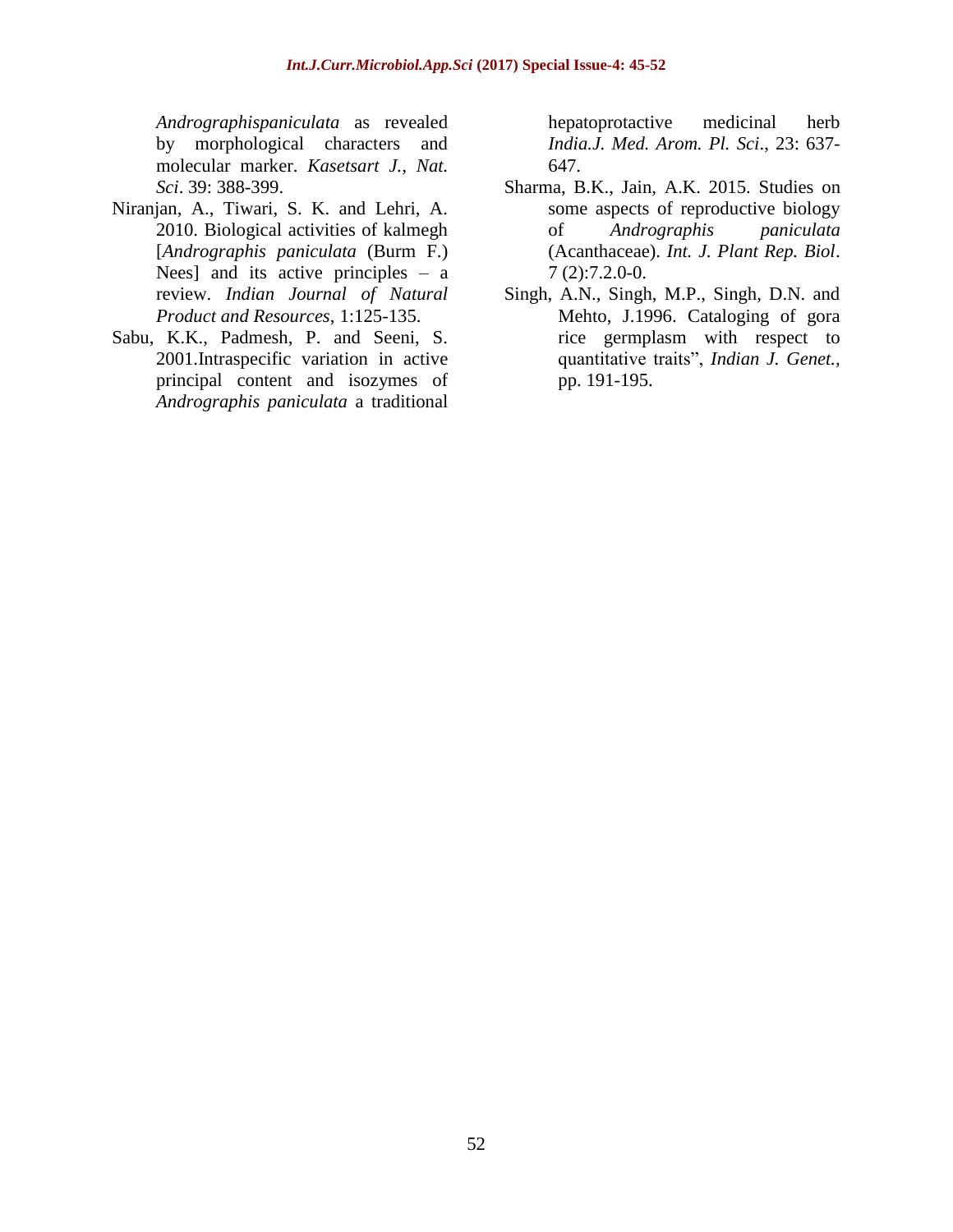*Andrographispaniculata* as revealed by morphological characters and molecular marker. *Kasetsart J., Nat. Sci*. 39: 388-399.

Niranjan, A., Tiwari, S. K. and Lehri, A. 2010. Biological activities of kalmegh [*Andrographis paniculata* (Burm F.) Nees] and its active principles – a review. *Indian Journal of Natural Product and Resources*, 1:125-135.

Sabu, K.K., Padmesh, P. and Seeni, S. 2001.Intraspecific variation in active principal content and isozymes of *Andrographis paniculata* a traditional hepatoprotactive medicinal herb *India.J. Med. Arom. Pl. Sci*., 23: 637-647.

Sharma, B.K., Jain, A.K. 2015. Studies on some aspects of reproductive biology of *Andrographis paniculata* (Acanthaceae). *Int. J. Plant Rep. Biol*. 7 (2):7.2.0-0.

Singh, A.N., Singh, M.P., Singh, D.N. and Mehto, J.1996. Cataloging of gora rice germplasm with respect to quantitative traits", *Indian J. Genet.*, pp. 191-195.